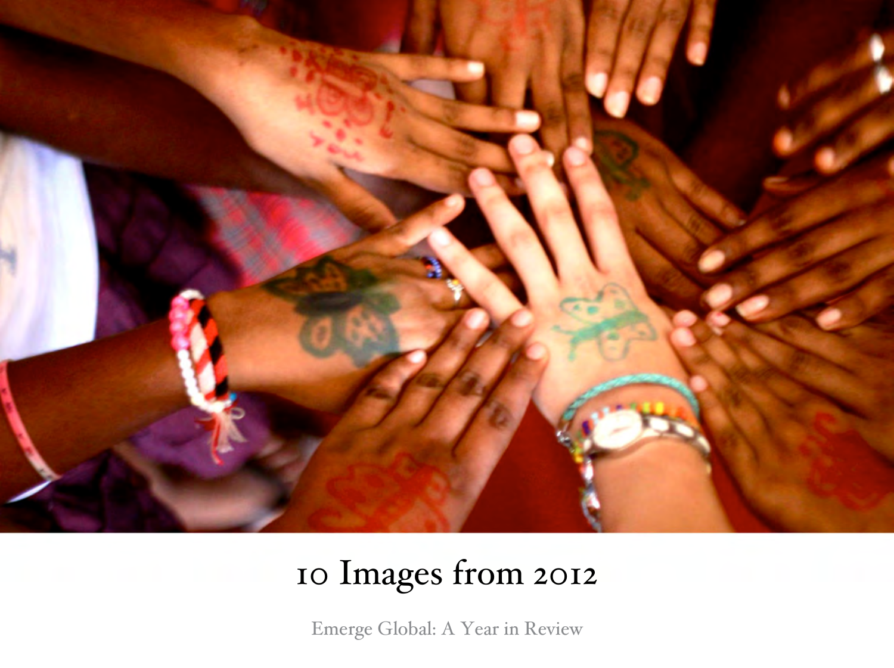# 10 Images from 2012

Emerge Global: A Year in Review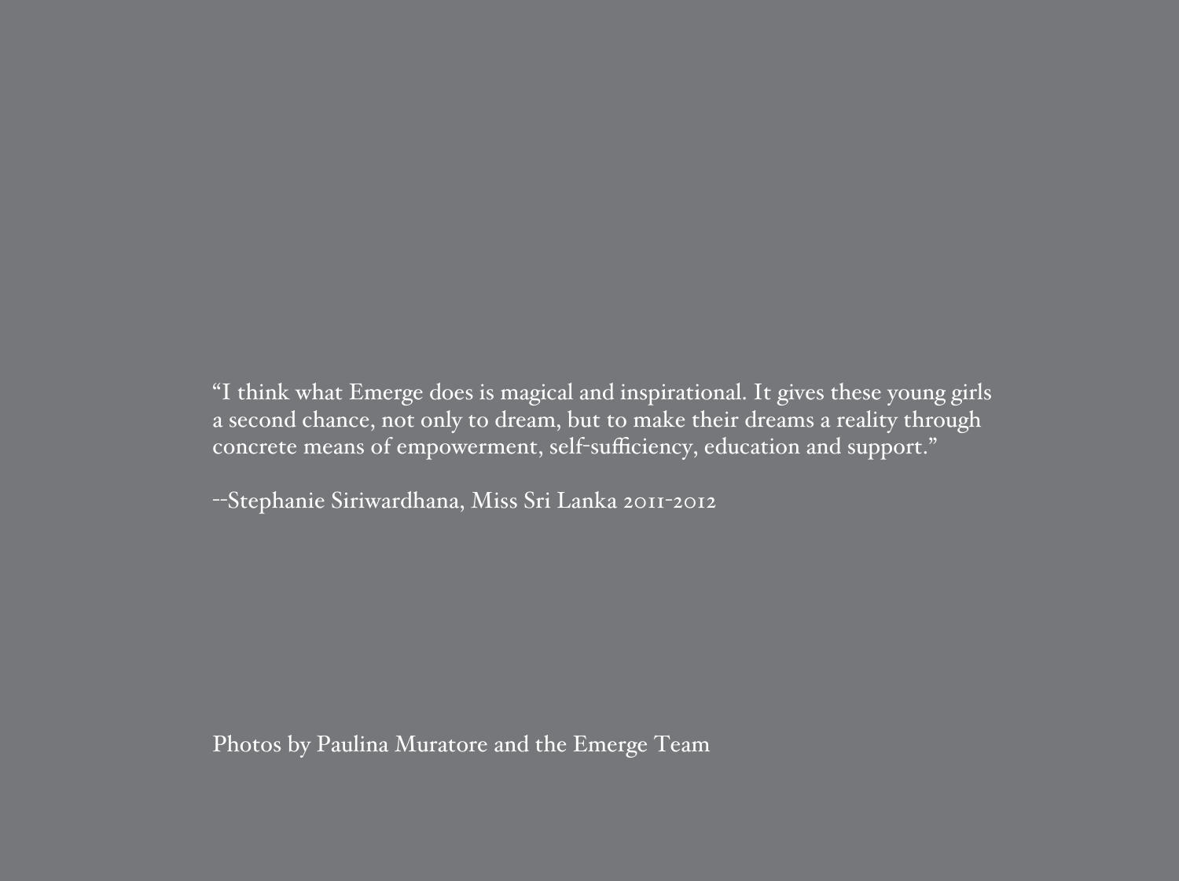"I think what Emerge does is magical and inspirational. It gives these young girls a second chance, not only to dream, but to make their dreams a reality through concrete means of empowerment, self-sufficiency, education and support."

--Stephanie Siriwardhana, Miss Sri Lanka 2011-2012

Photos by Paulina Muratore and the Emerge Team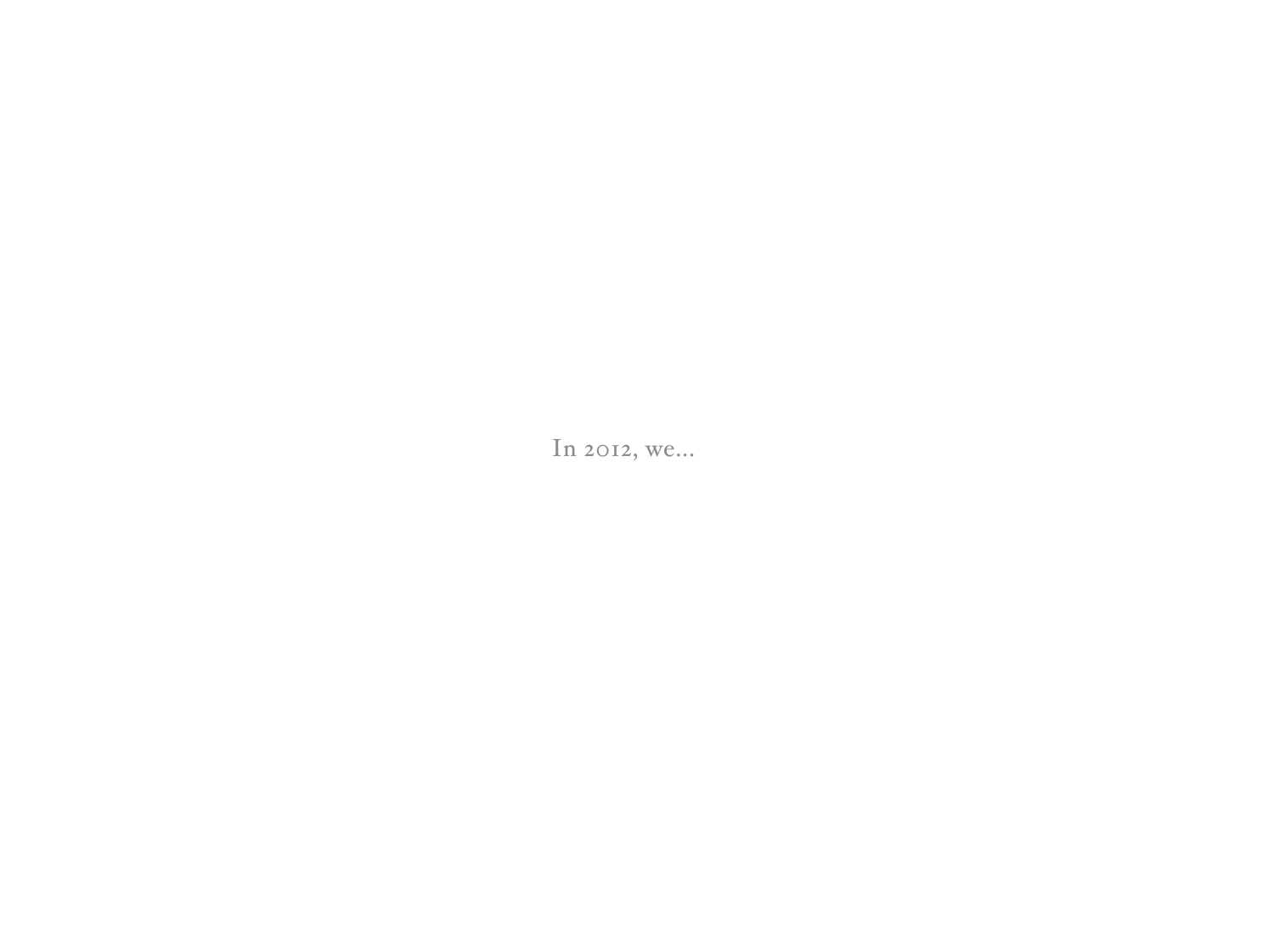In 2012, we...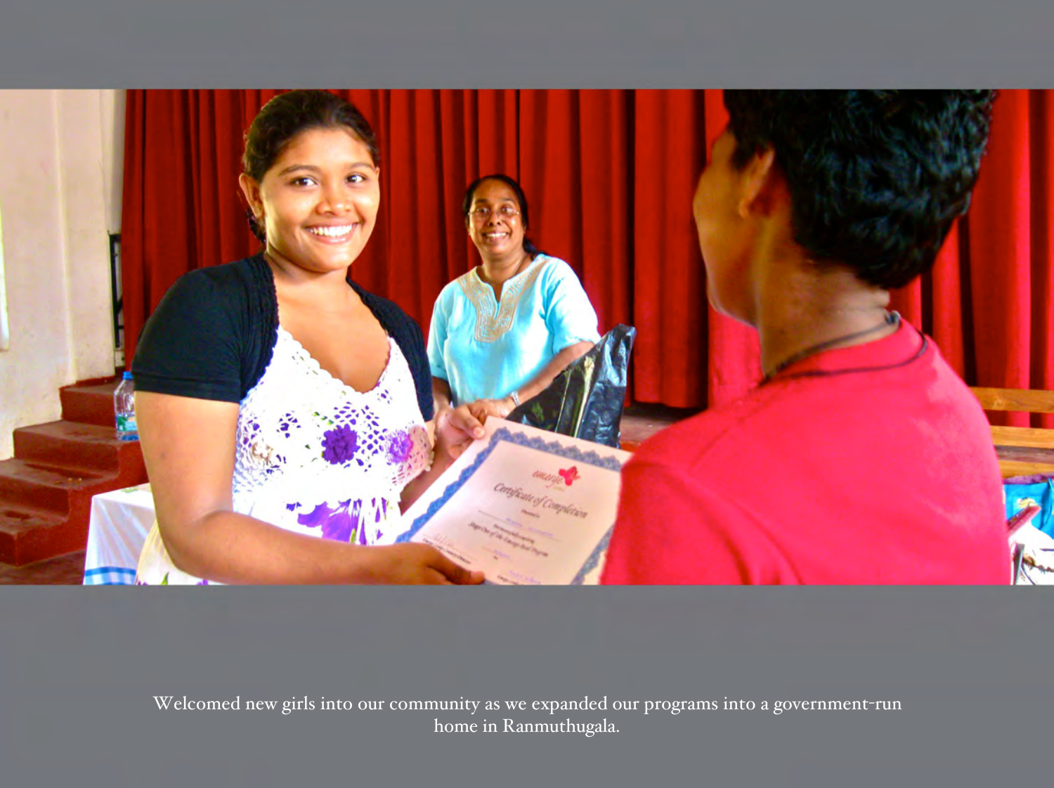Welcomed new girls into our community as we expanded our programs into a government-run home in Ranmuthugala.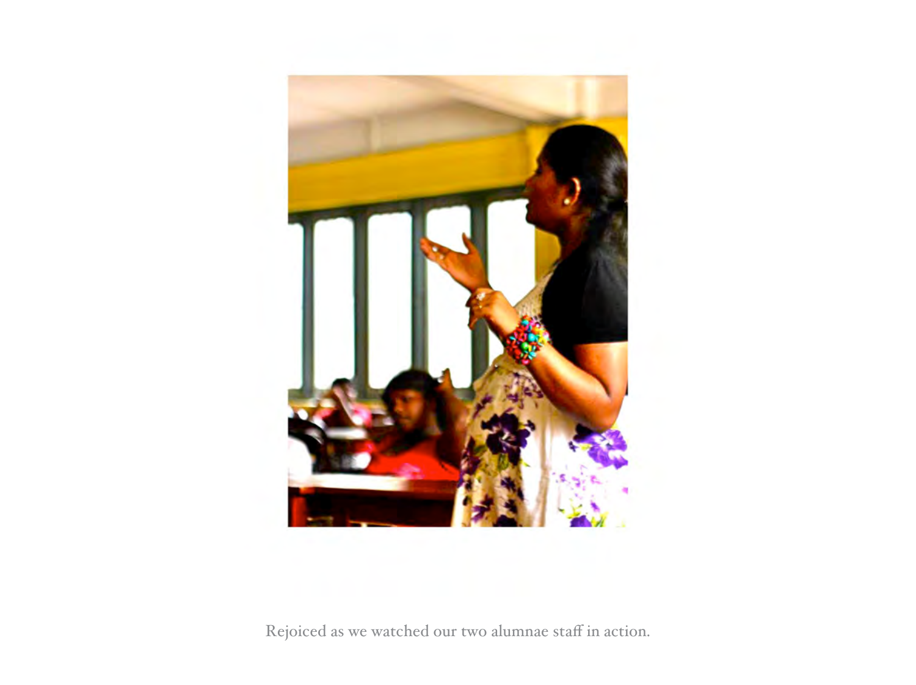Rejoiced as we watched our two alumnae staff in action.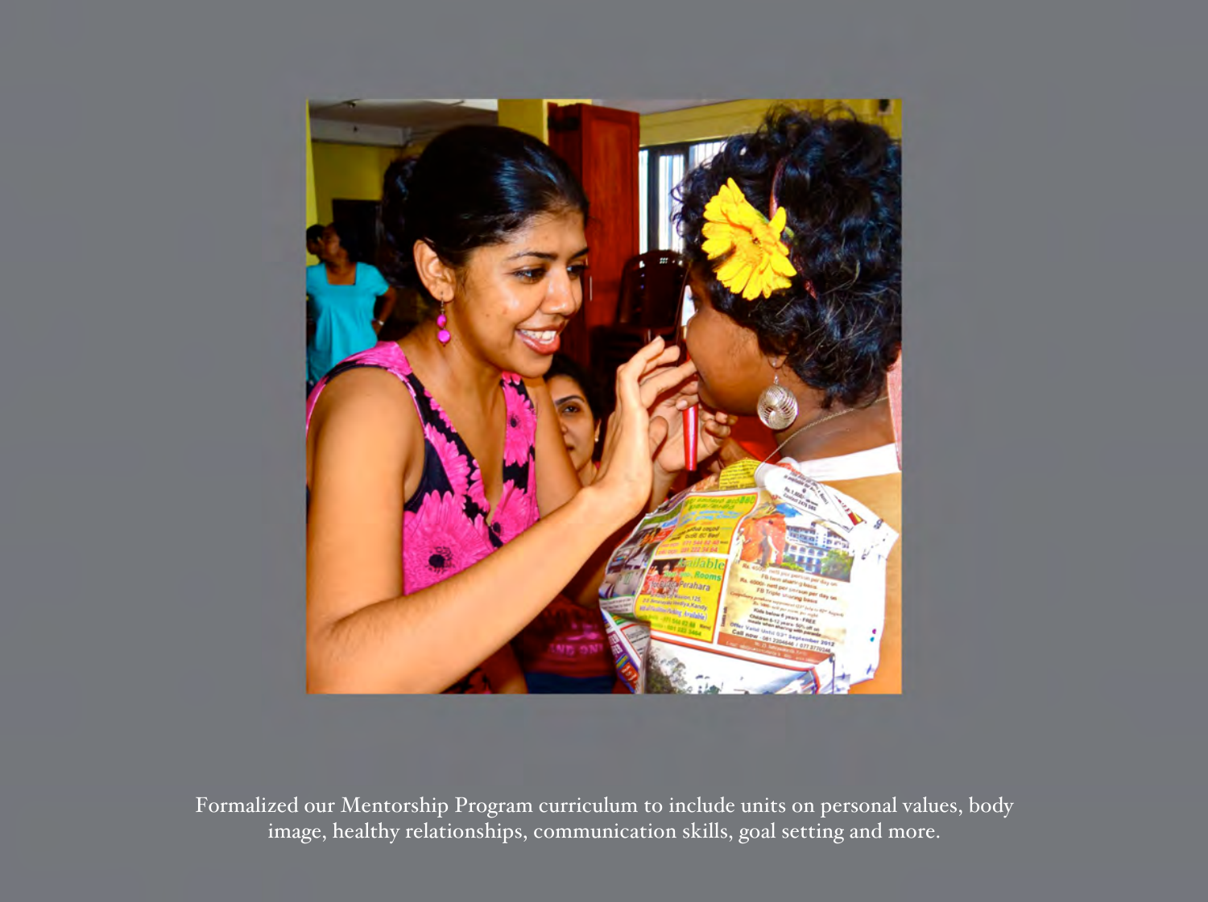Formalized our Mentorship Program curriculum to include units on personal values, body image, healthy relationships, communication skills, goal setting and more.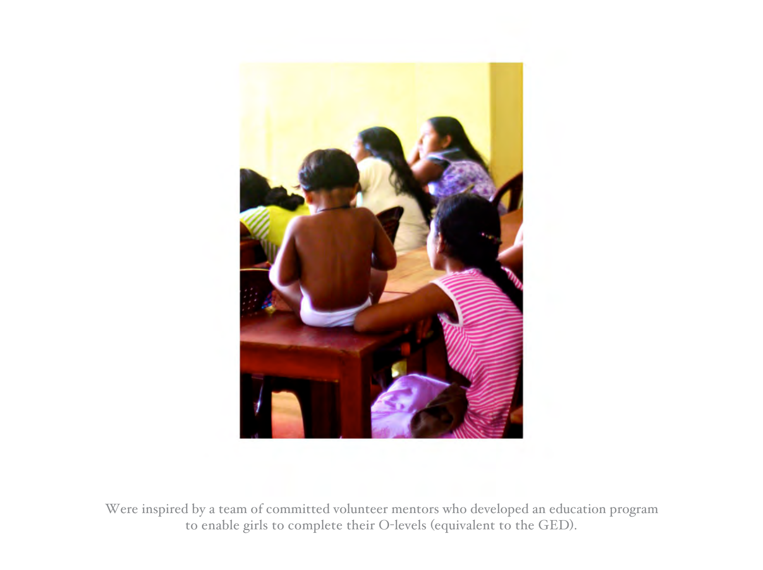Were inspired by a team of committed volunteer mentors who developed an education program to enable girls to complete their O-levels (equivalent to the GED).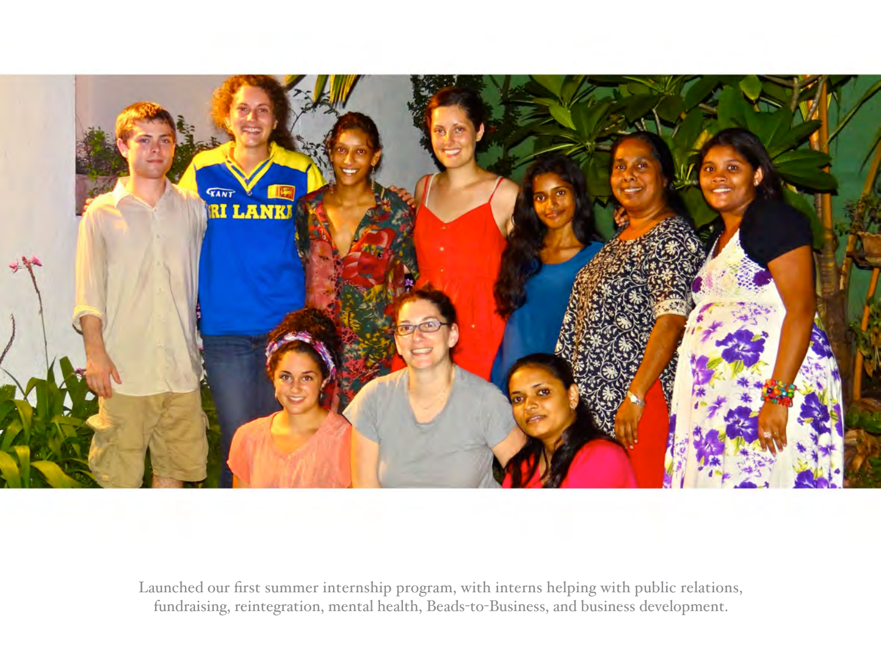Launched our first summer internship program, with interns helping with public relations, fundraising, reintegration, mental health, Beads-to-Business, and business development.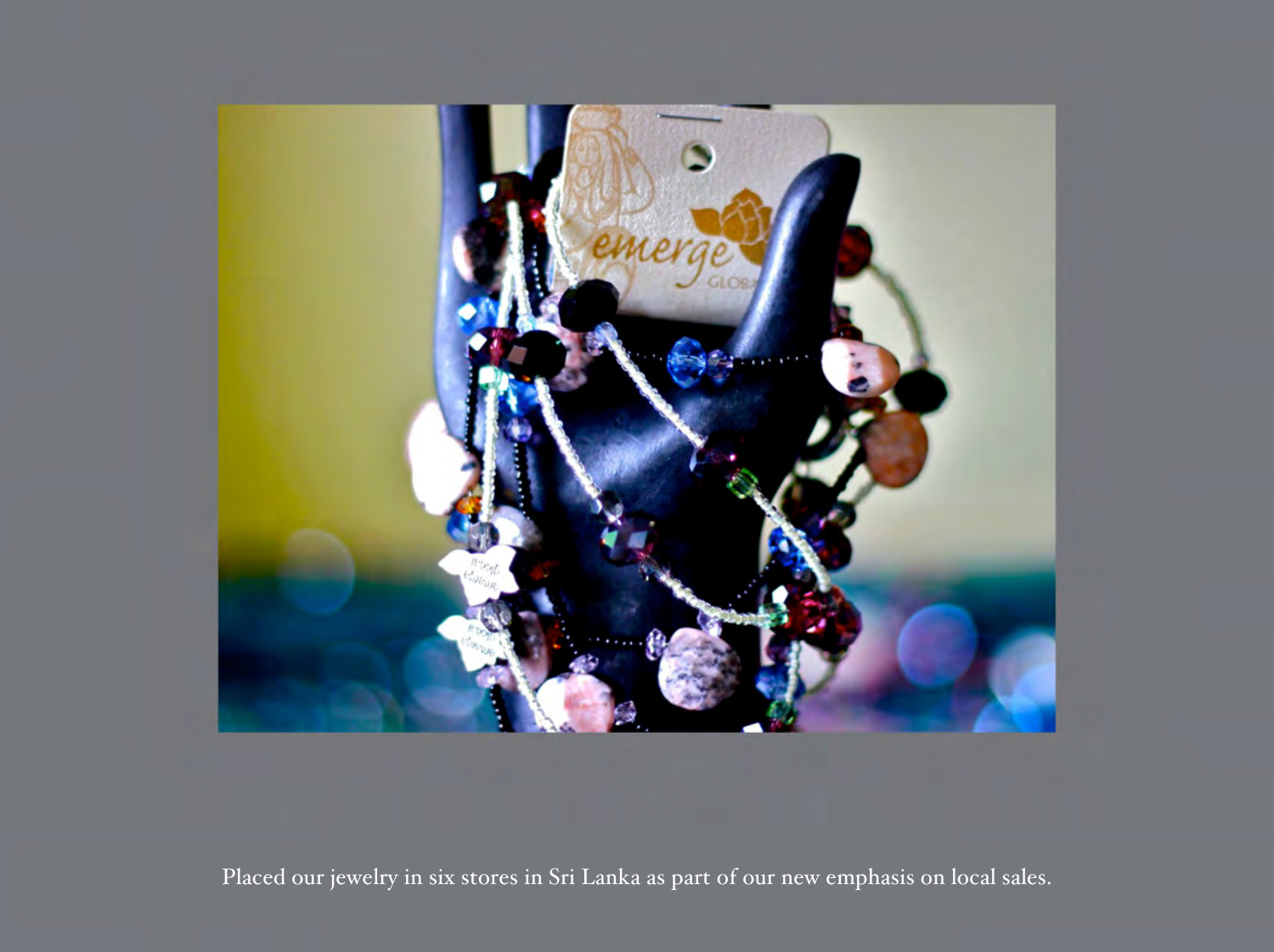Placed our jewelry in six stores in Sri Lanka as part of our new emphasis on local sales.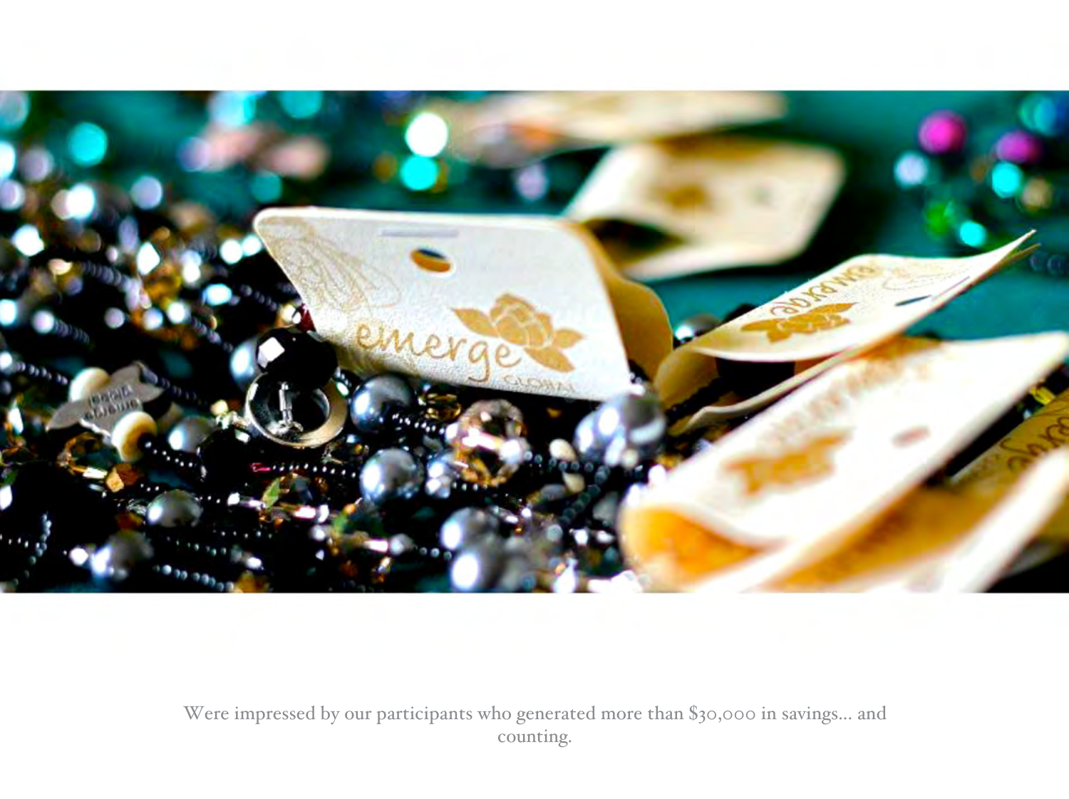Were impressed by our participants who generated more than $30,000 in savings... and counting.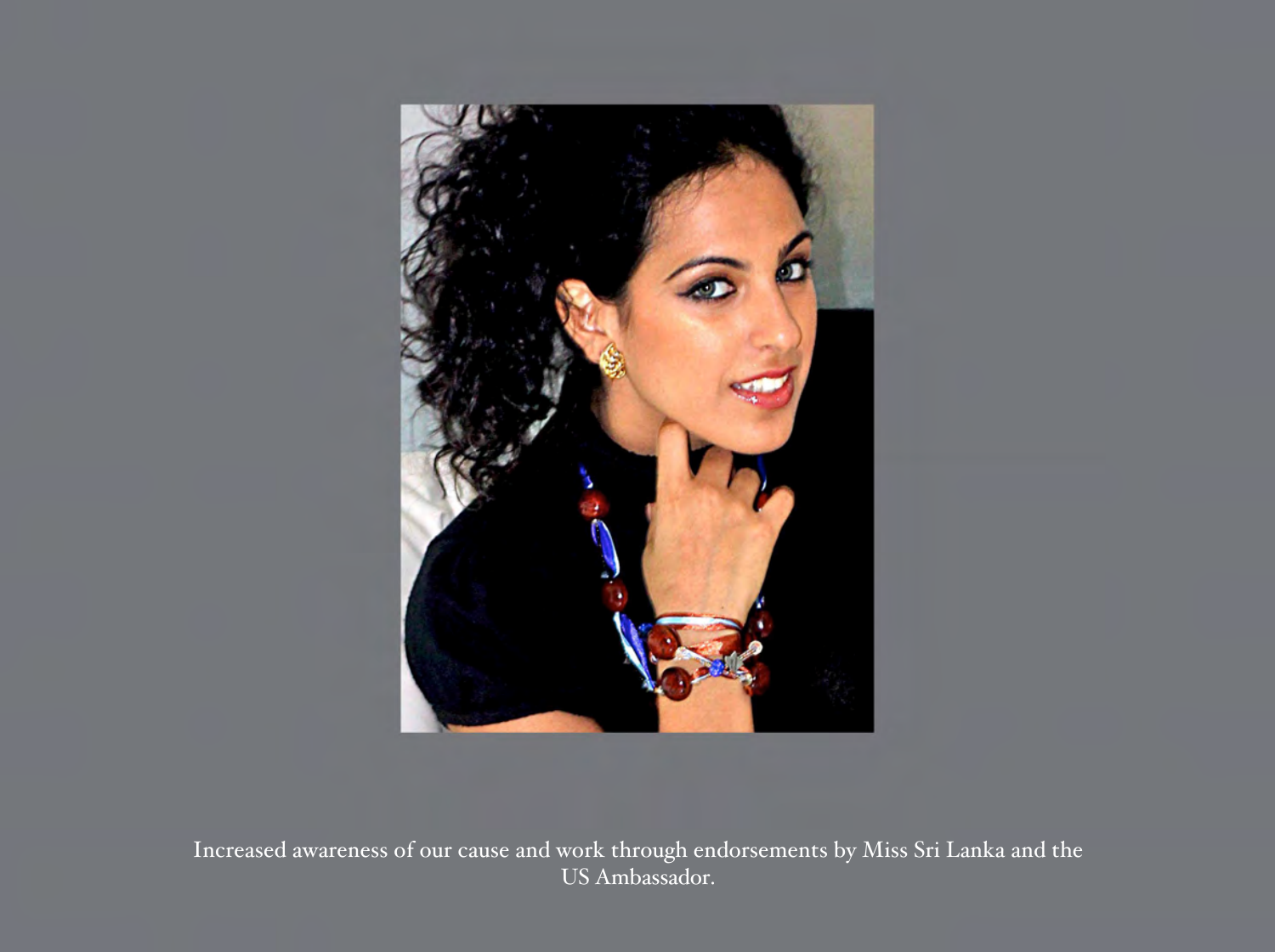Increased awareness of our cause and work through endorsements by Miss Sri Lanka and the US Ambassador.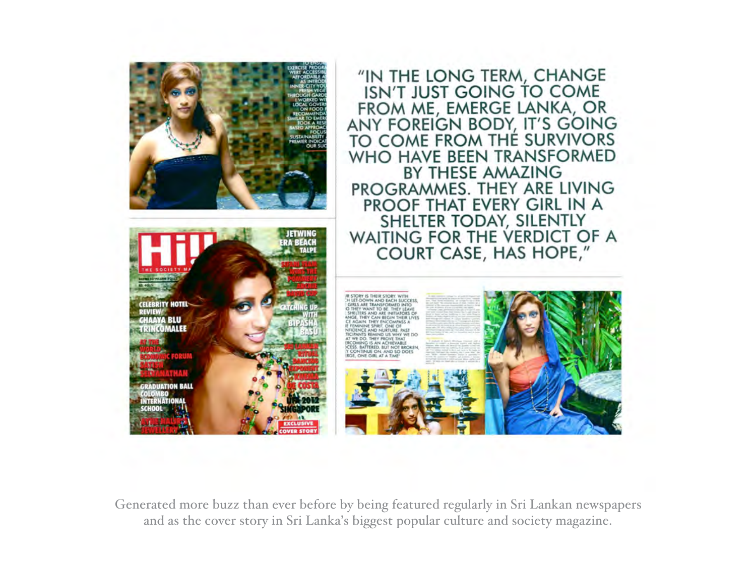"IN THE LONG TERM, CHANGE ISN'T JUST GOING TO COME FROM ME, EMERGE LANKA, OR ANY FOREIGN BODY, IT'S GOING TO COME FROM THE SURVIVORS WHO HAVE BEEN TRANSFORMED BY THESE AMAZING PROGRAMMES. THEY ARE LIVING PROOF THAT EVERY GIRL IN A SHELTER TODAY, SILENTLY WAITING FOR THE VERDICT OF A COURT CASE, HAS HOPE,"

Generated more buzz than ever before by being featured regularly in Sri Lankan newspapers and as the cover story in Sri Lanka's biggest popular culture and society magazine.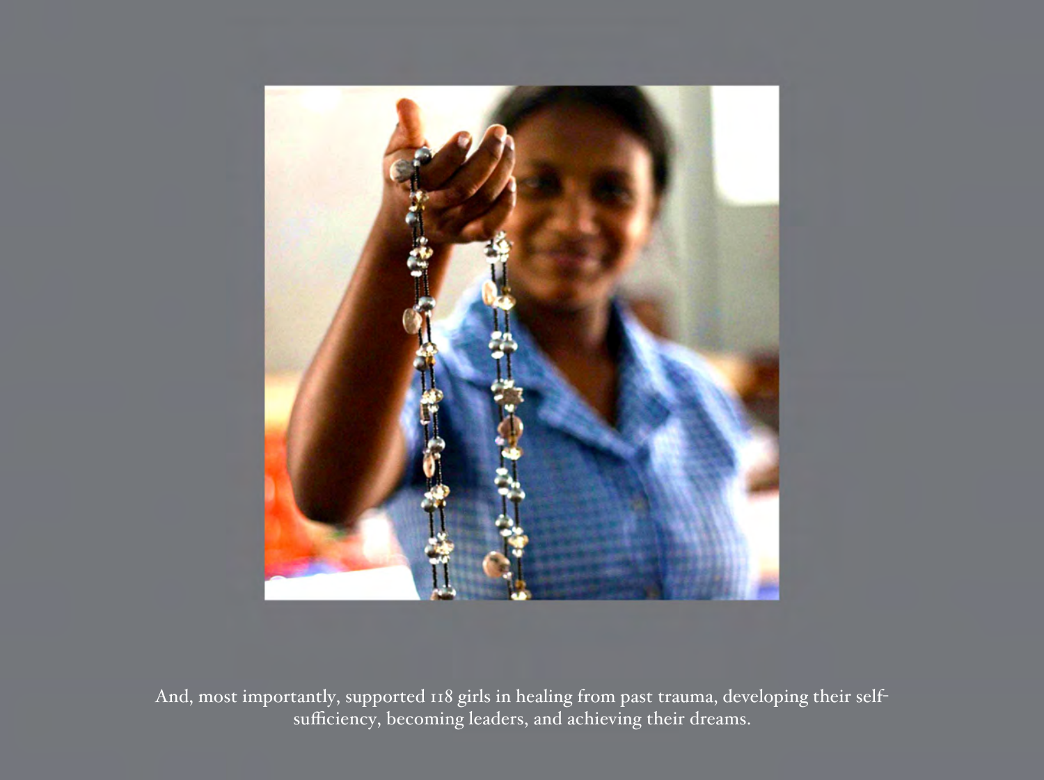And, most importantly, supported 118 girls in healing from past trauma, developing their self-sufficiency, becoming leaders, and achieving their dreams.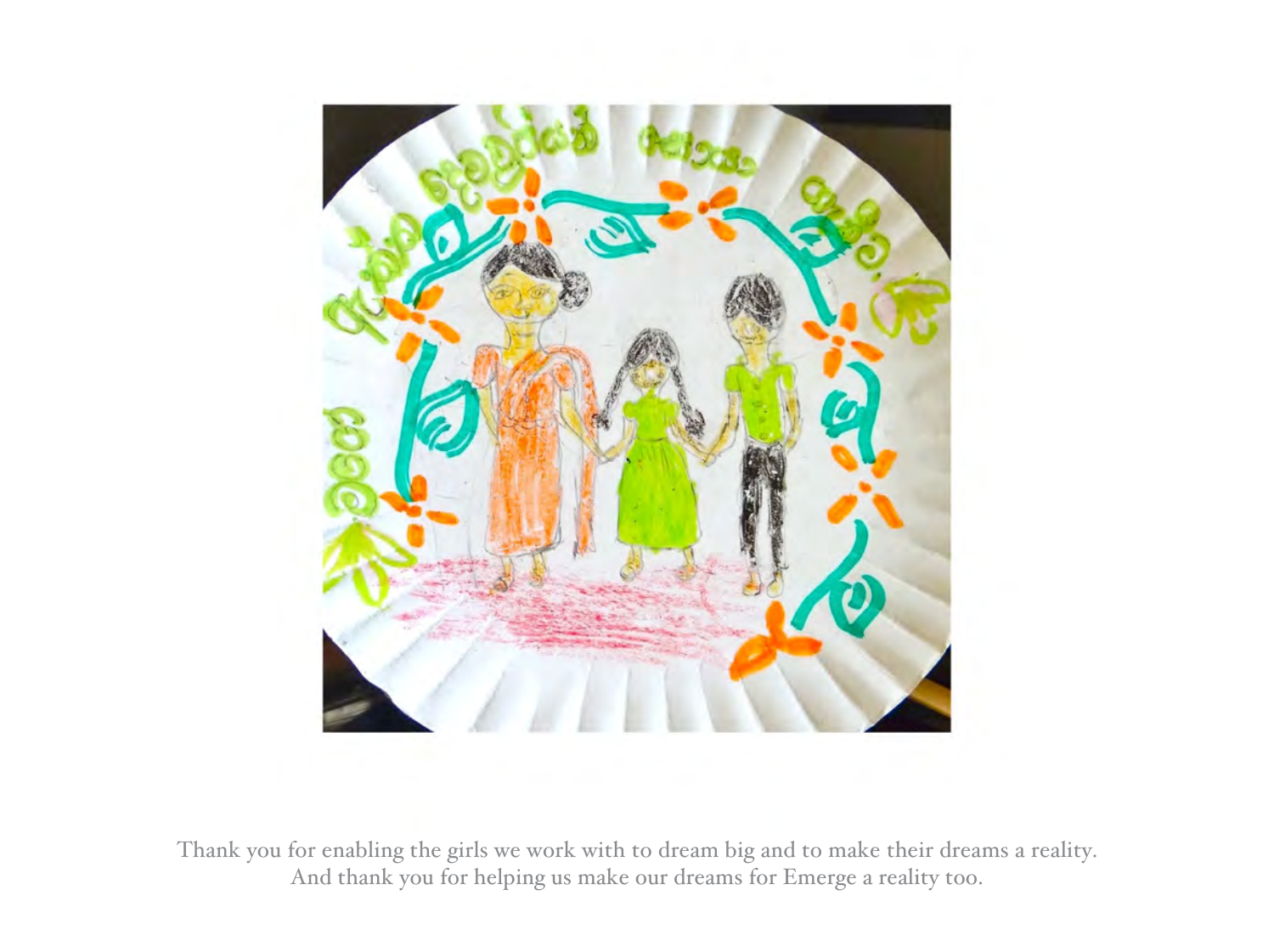Thank you for enabling the girls we work with to dream big and to make their dreams a reality.
And thank you for helping us make our dreams for Emerge a reality too.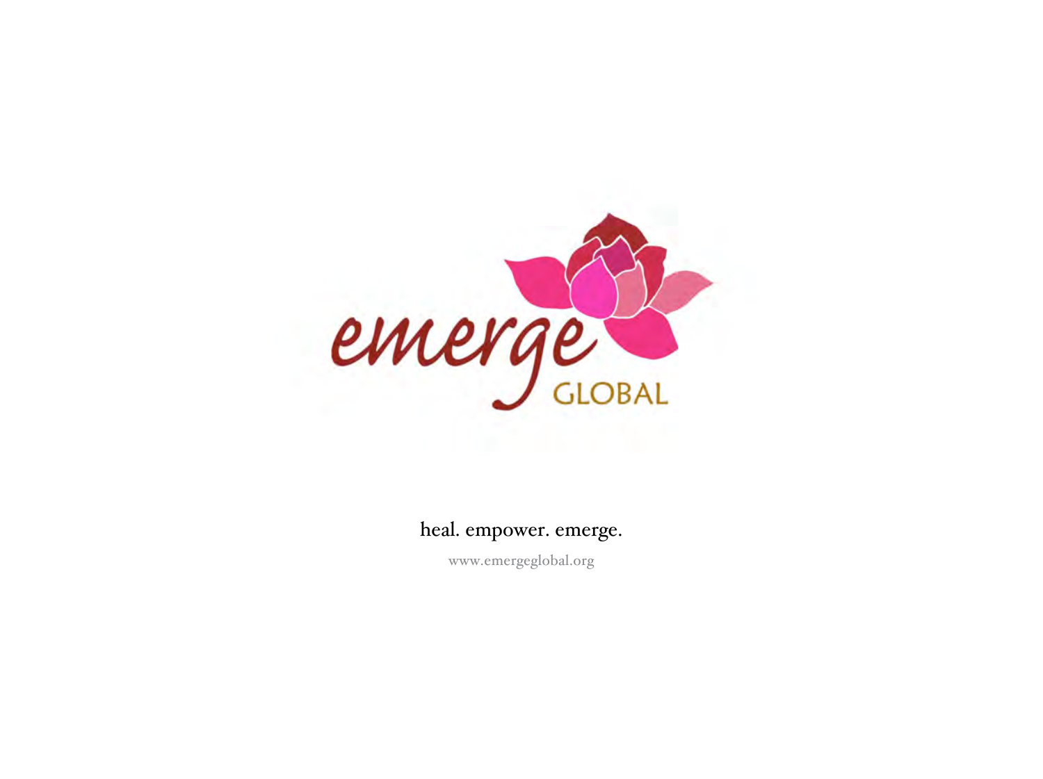emerge GLOBAL

heal. empower. emerge.

www.emergeglobal.org